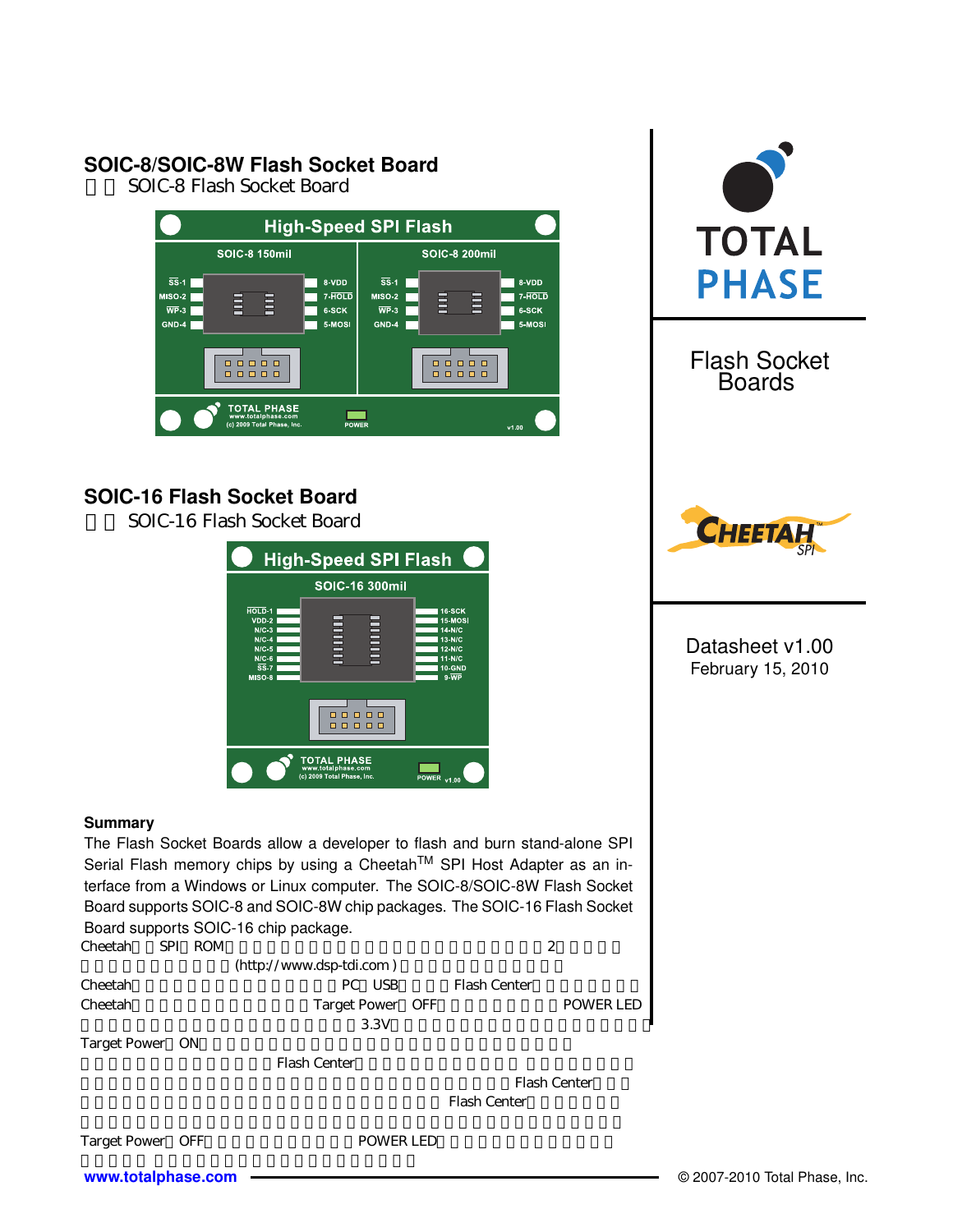## SOIC-8/SOIC-8W Flash Socket Board

SOIC-8 Flash Socket Board

## SOIC-16 Flash Socket Board

SOIC-16 Flash Socket Board

# TOTAL PHASE

## Flash Socket Boards

Datasheet v1.00
February 15, 2010

### Summary

The Flash Socket Boards allow a developer to flash and burn stand-alone SPI Serial Flash memory chips by using a Cheetah[TM] SPI Host Adapter as an interface from a Windows or Linux computer. The SOIC-8/SOIC-8W Flash Socket Board supports SOIC-8 and SOIC-8W chip packages. The SOIC-16 Flash Socket Board supports SOIC-16 chip package.

Cheetah SPI ROM 2

(http://www.dsp-tdi.com)

Cheetah PC USB Flash Center

Cheetah Target Power OFF POWER LED

3.3V

Target Power ON

Flash Center

Flash Center

Flash Center

Target Power OFF POWER LED

www.totalphase.com

© 2007-2010 Total Phase, Inc.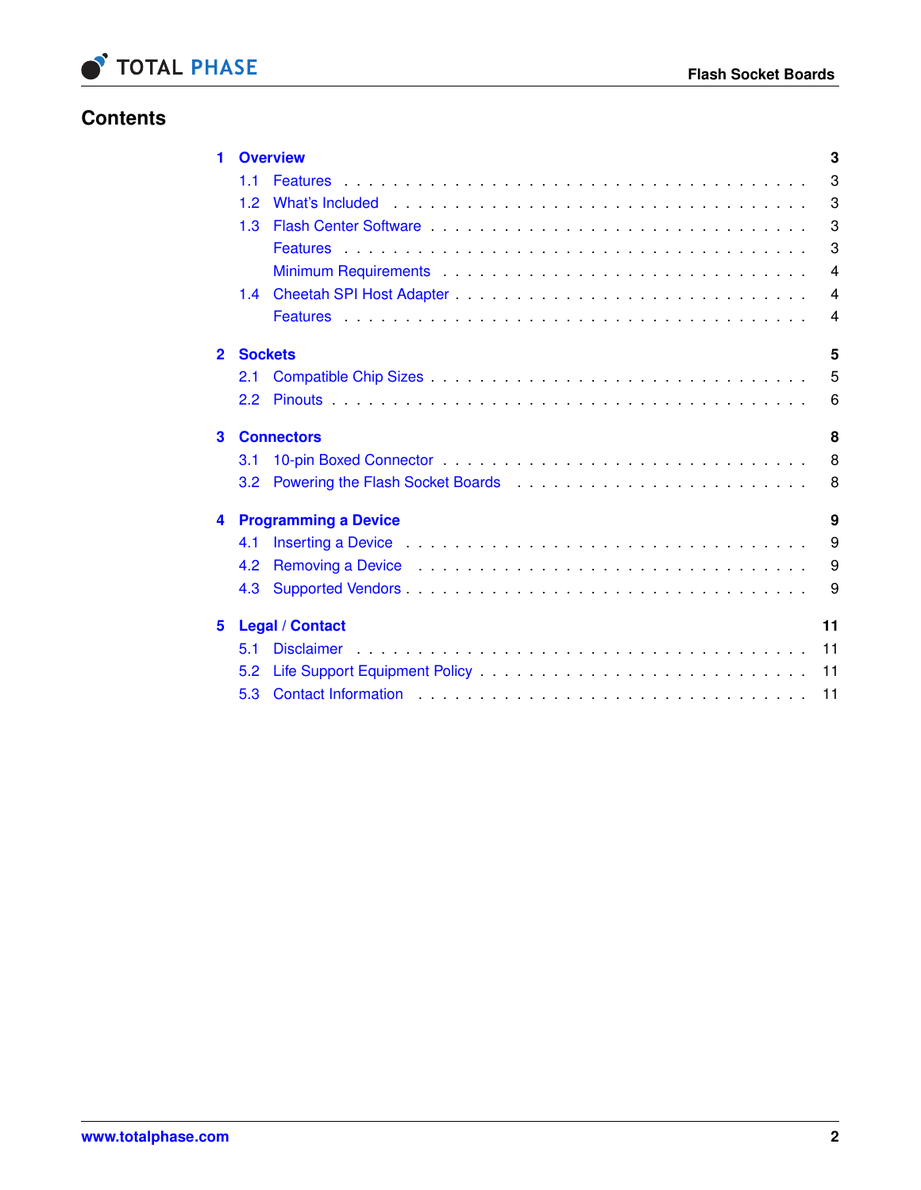# Contents

**1 Overview** **3**
- 1.1 Features . . . 3
- 1.2 What's Included . . . 3
- 1.3 Flash Center Software . . . 3
  - Features . . . 3
  - Minimum Requirements . . . 4
- 1.4 Cheetah SPI Host Adapter . . . 4
  - Features . . . 4

**2 Sockets** **5**
- 2.1 Compatible Chip Sizes . . . 5
- 2.2 Pinouts . . . 6

**3 Connectors** **8**
- 3.1 10-pin Boxed Connector . . . 8
- 3.2 Powering the Flash Socket Boards . . . 8

**4 Programming a Device** **9**
- 4.1 Inserting a Device . . . 9
- 4.2 Removing a Device . . . 9
- 4.3 Supported Vendors . . . 9

**5 Legal / Contact** **11**
- 5.1 Disclaimer . . . 11
- 5.2 Life Support Equipment Policy . . . 11
- 5.3 Contact Information . . . 11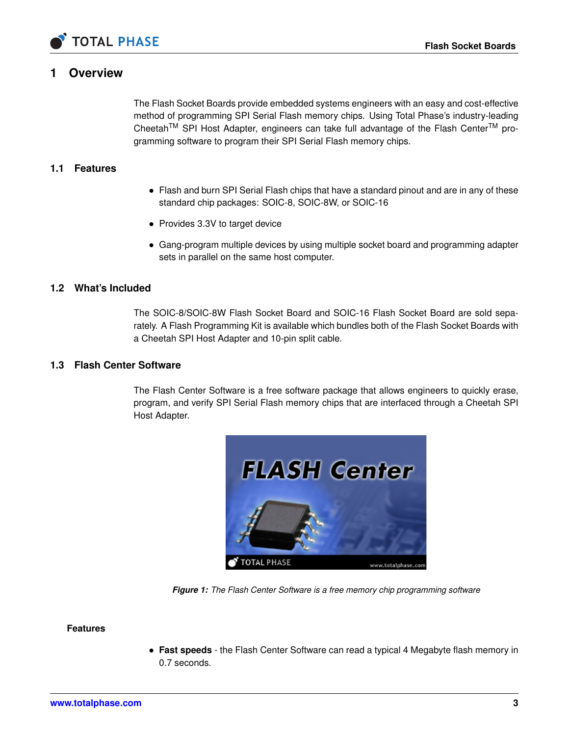# 1 Overview

The Flash Socket Boards provide embedded systems engineers with an easy and cost-effective method of programming SPI Serial Flash memory chips. Using Total Phase's industry-leading Cheetah™ SPI Host Adapter, engineers can take full advantage of the Flash Center™ programming software to program their SPI Serial Flash memory chips.

## 1.1 Features

- Flash and burn SPI Serial Flash chips that have a standard pinout and are in any of these standard chip packages: SOIC-8, SOIC-8W, or SOIC-16
- Provides 3.3V to target device
- Gang-program multiple devices by using multiple socket board and programming adapter sets in parallel on the same host computer.

## 1.2 What's Included

The SOIC-8/SOIC-8W Flash Socket Board and SOIC-16 Flash Socket Board are sold separately. A Flash Programming Kit is available which bundles both of the Flash Socket Boards with a Cheetah SPI Host Adapter and 10-pin split cable.

## 1.3 Flash Center Software

The Flash Center Software is a free software package that allows engineers to quickly erase, program, and verify SPI Serial Flash memory chips that are interfaced through a Cheetah SPI Host Adapter.

***Figure 1:*** *The Flash Center Software is a free memory chip programming software*

**Features**

- **Fast speeds** - the Flash Center Software can read a typical 4 Megabyte flash memory in 0.7 seconds.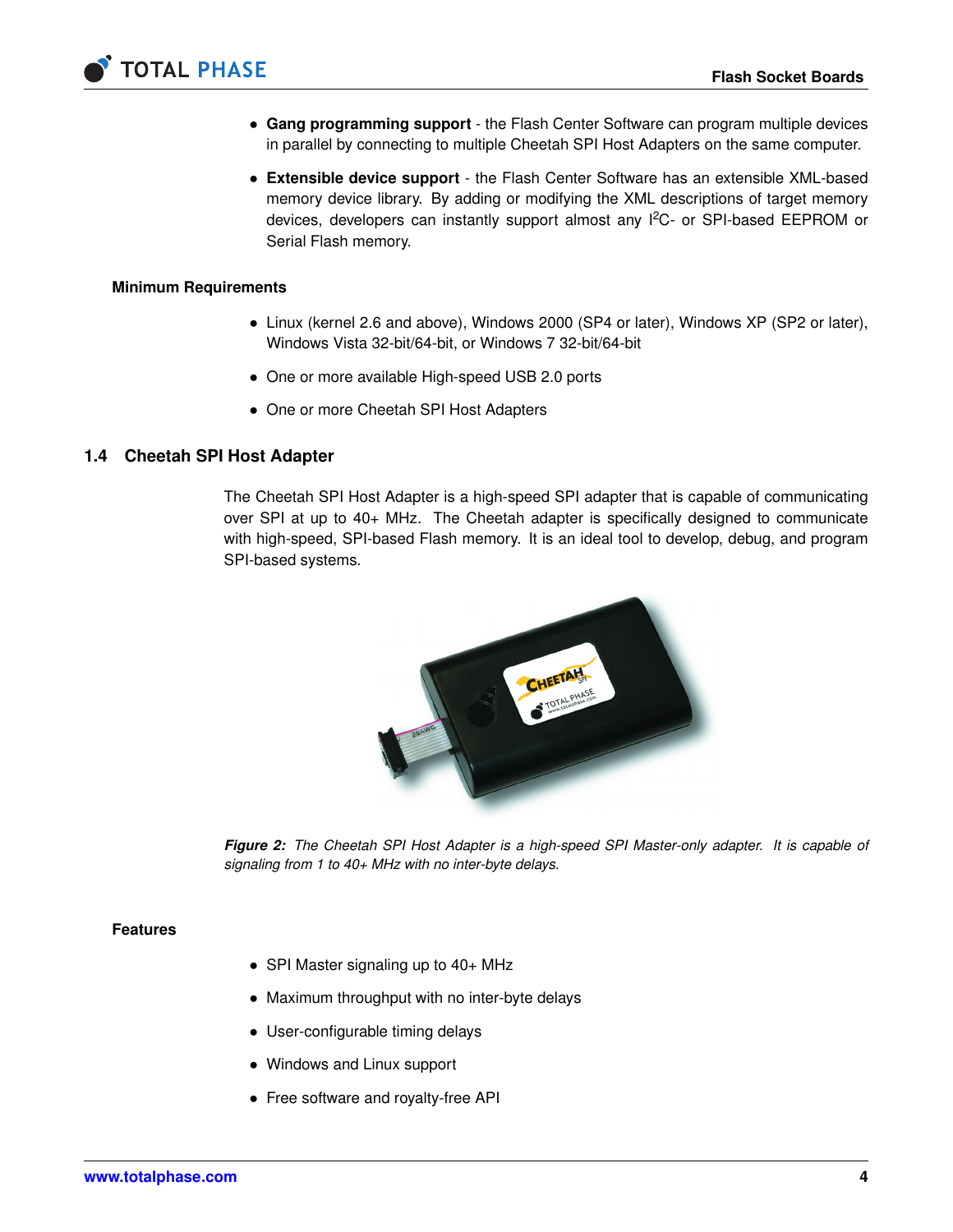- **Gang programming support** - the Flash Center Software can program multiple devices in parallel by connecting to multiple Cheetah SPI Host Adapters on the same computer.
- **Extensible device support** - the Flash Center Software has an extensible XML-based memory device library. By adding or modifying the XML descriptions of target memory devices, developers can instantly support almost any $I^2C$- or SPI-based EEPROM or Serial Flash memory.

**Minimum Requirements**

- Linux (kernel 2.6 and above), Windows 2000 (SP4 or later), Windows XP (SP2 or later), Windows Vista 32-bit/64-bit, or Windows 7 32-bit/64-bit
- One or more available High-speed USB 2.0 ports
- One or more Cheetah SPI Host Adapters

## 1.4 Cheetah SPI Host Adapter

The Cheetah SPI Host Adapter is a high-speed SPI adapter that is capable of communicating over SPI at up to 40+ MHz. The Cheetah adapter is specifically designed to communicate with high-speed, SPI-based Flash memory. It is an ideal tool to develop, debug, and program SPI-based systems.

***Figure 2:*** *The Cheetah SPI Host Adapter is a high-speed SPI Master-only adapter. It is capable of signaling from 1 to 40+ MHz with no inter-byte delays.*

**Features**

- SPI Master signaling up to 40+ MHz
- Maximum throughput with no inter-byte delays
- User-configurable timing delays
- Windows and Linux support
- Free software and royalty-free API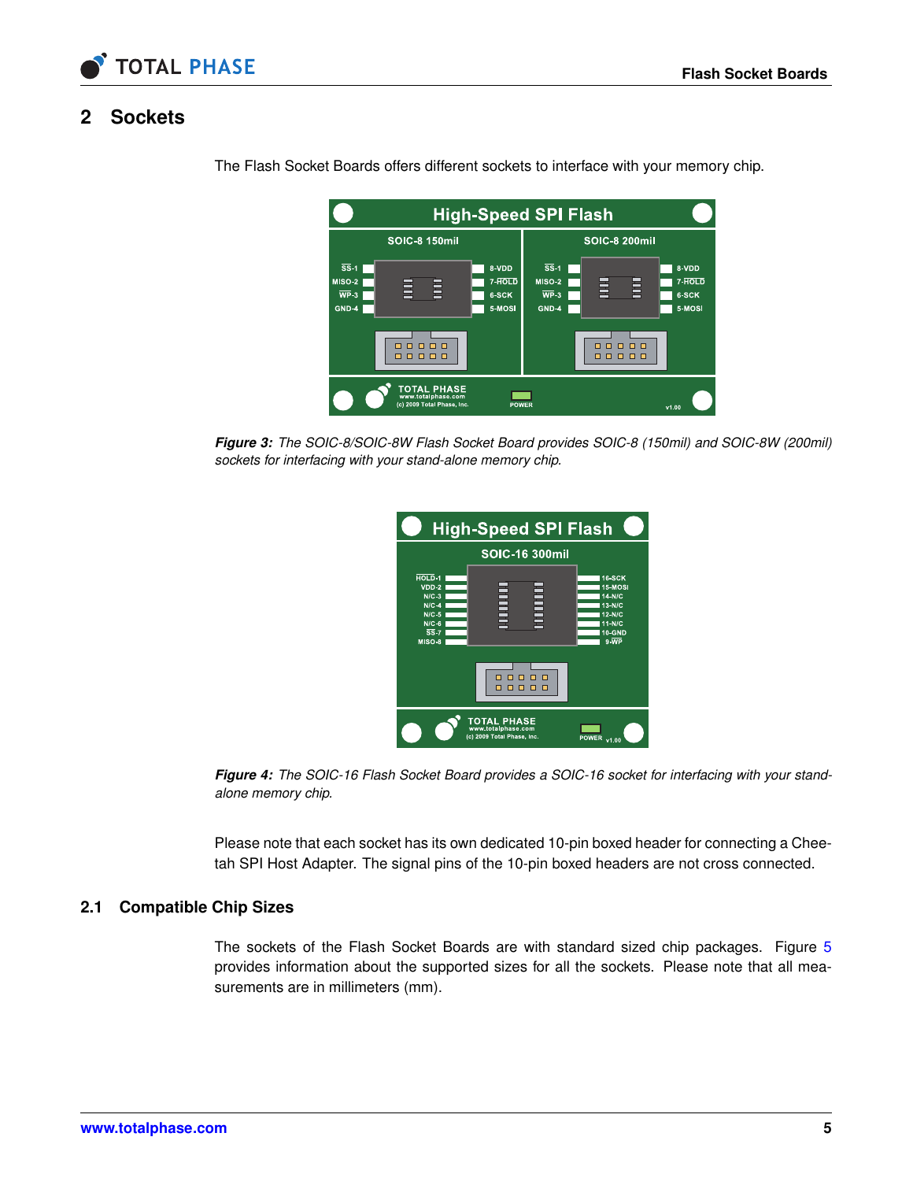# 2 Sockets

The Flash Socket Boards offers different sockets to interface with your memory chip.

***Figure 3:** The SOIC-8/SOIC-8W Flash Socket Board provides SOIC-8 (150mil) and SOIC-8W (200mil) sockets for interfacing with your stand-alone memory chip.*

***Figure 4:** The SOIC-16 Flash Socket Board provides a SOIC-16 socket for interfacing with your stand-alone memory chip.*

Please note that each socket has its own dedicated 10-pin boxed header for connecting a Cheetah SPI Host Adapter. The signal pins of the 10-pin boxed headers are not cross connected.

## 2.1 Compatible Chip Sizes

The sockets of the Flash Socket Boards are with standard sized chip packages. Figure 5 provides information about the supported sizes for all the sockets. Please note that all measurements are in millimeters (mm).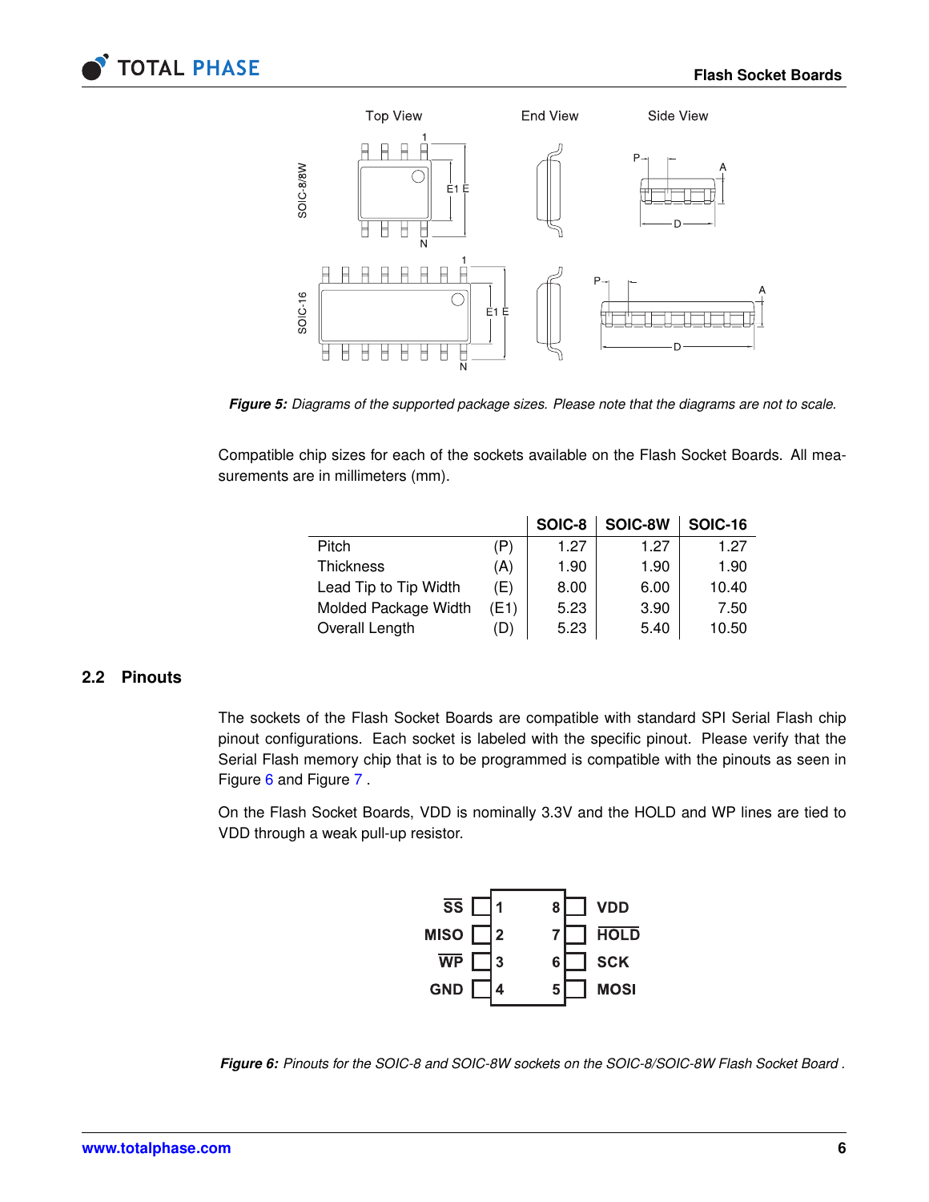*Figure 5: Diagrams of the supported package sizes. Please note that the diagrams are not to scale.*

Compatible chip sizes for each of the sockets available on the Flash Socket Boards. All measurements are in millimeters (mm).

| | | SOIC-8 | SOIC-8W | SOIC-16 |
|---|---|---|---|---|
| Pitch | (P) | 1.27 | 1.27 | 1.27 |
| Thickness | (A) | 1.90 | 1.90 | 1.90 |
| Lead Tip to Tip Width | (E) | 8.00 | 6.00 | 10.40 |
| Molded Package Width | (E1) | 5.23 | 3.90 | 7.50 |
| Overall Length | (D) | 5.23 | 5.40 | 10.50 |

## 2.2 Pinouts

The sockets of the Flash Socket Boards are compatible with standard SPI Serial Flash chip pinout configurations. Each socket is labeled with the specific pinout. Please verify that the Serial Flash memory chip that is to be programmed is compatible with the pinouts as seen in Figure 6 and Figure 7 .

On the Flash Socket Boards, VDD is nominally 3.3V and the HOLD and WP lines are tied to VDD through a weak pull-up resistor.

*Figure 6: Pinouts for the SOIC-8 and SOIC-8W sockets on the SOIC-8/SOIC-8W Flash Socket Board .*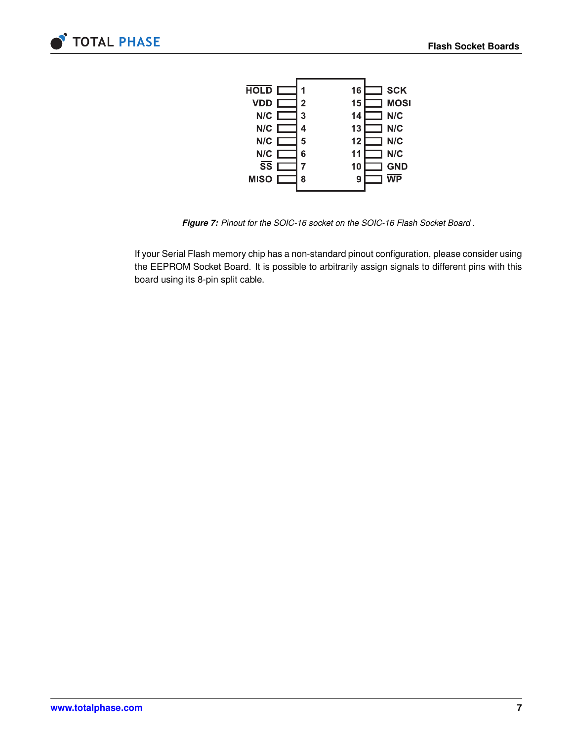| Signal | Pin | Pin | Signal |
|---|---|---|---|
| $\overline{HOLD}$ | 1 | 16 | SCK |
| VDD | 2 | 15 | MOSI |
| N/C | 3 | 14 | N/C |
| N/C | 4 | 13 | N/C |
| N/C | 5 | 12 | N/C |
| N/C | 6 | 11 | N/C |
| $\overline{SS}$ | 7 | 10 | GND |
| MISO | 8 | 9 | $\overline{WP}$ |

***Figure 7:*** *Pinout for the SOIC-16 socket on the SOIC-16 Flash Socket Board .*

If your Serial Flash memory chip has a non-standard pinout configuration, please consider using the EEPROM Socket Board. It is possible to arbitrarily assign signals to different pins with this board using its 8-pin split cable.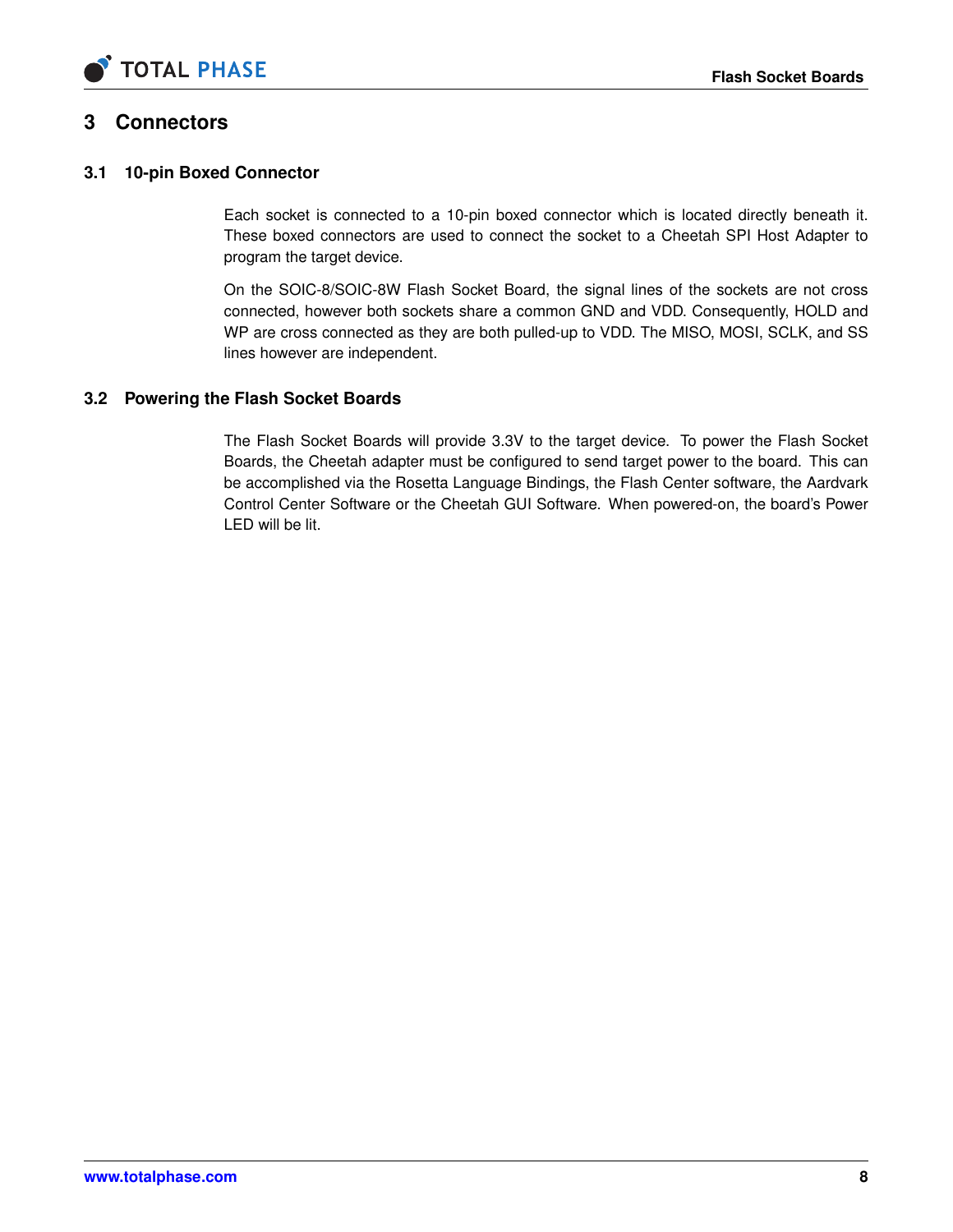# 3 Connectors

## 3.1 10-pin Boxed Connector

Each socket is connected to a 10-pin boxed connector which is located directly beneath it. These boxed connectors are used to connect the socket to a Cheetah SPI Host Adapter to program the target device.

On the SOIC-8/SOIC-8W Flash Socket Board, the signal lines of the sockets are not cross connected, however both sockets share a common GND and VDD. Consequently, HOLD and WP are cross connected as they are both pulled-up to VDD. The MISO, MOSI, SCLK, and SS lines however are independent.

## 3.2 Powering the Flash Socket Boards

The Flash Socket Boards will provide 3.3V to the target device. To power the Flash Socket Boards, the Cheetah adapter must be configured to send target power to the board. This can be accomplished via the Rosetta Language Bindings, the Flash Center software, the Aardvark Control Center Software or the Cheetah GUI Software. When powered-on, the board's Power LED will be lit.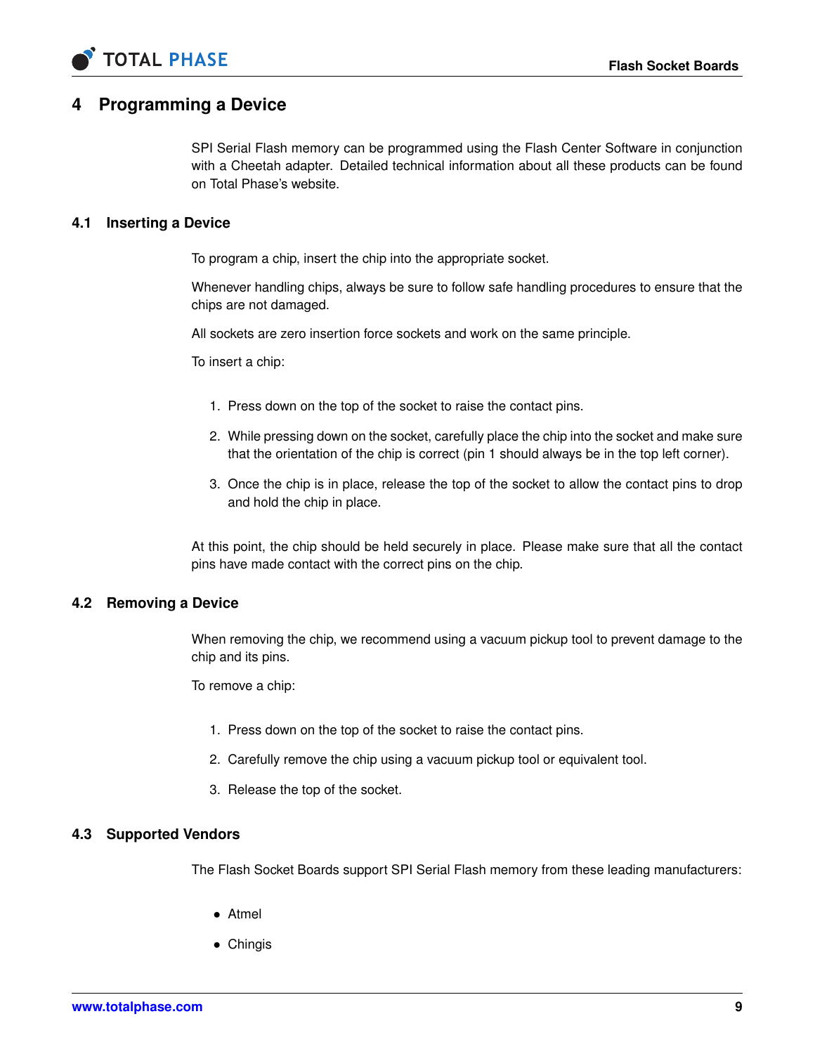# 4 Programming a Device

SPI Serial Flash memory can be programmed using the Flash Center Software in conjunction with a Cheetah adapter. Detailed technical information about all these products can be found on Total Phase's website.

## 4.1 Inserting a Device

To program a chip, insert the chip into the appropriate socket.

Whenever handling chips, always be sure to follow safe handling procedures to ensure that the chips are not damaged.

All sockets are zero insertion force sockets and work on the same principle.

To insert a chip:

1. Press down on the top of the socket to raise the contact pins.
2. While pressing down on the socket, carefully place the chip into the socket and make sure that the orientation of the chip is correct (pin 1 should always be in the top left corner).
3. Once the chip is in place, release the top of the socket to allow the contact pins to drop and hold the chip in place.

At this point, the chip should be held securely in place. Please make sure that all the contact pins have made contact with the correct pins on the chip.

## 4.2 Removing a Device

When removing the chip, we recommend using a vacuum pickup tool to prevent damage to the chip and its pins.

To remove a chip:

1. Press down on the top of the socket to raise the contact pins.
2. Carefully remove the chip using a vacuum pickup tool or equivalent tool.
3. Release the top of the socket.

## 4.3 Supported Vendors

The Flash Socket Boards support SPI Serial Flash memory from these leading manufacturers:

- Atmel
- Chingis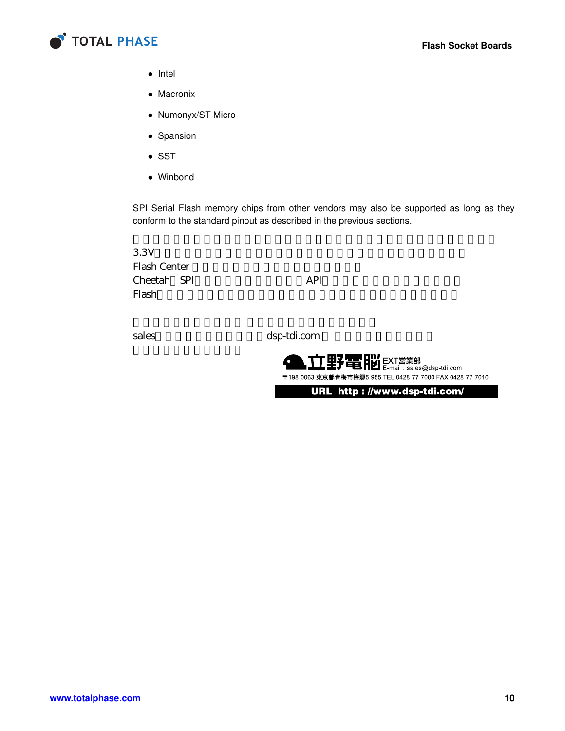- Intel
- Macronix
- Numonyx/ST Micro
- Spansion
- SST
- Winbond

SPI Serial Flash memory chips from other vendors may also be supported as long as they conform to the standard pinout as described in the previous sections.

3.3V

Flash Center

Cheetah SPI API

Flash

sales dsp-tdi.com

立野電脳 EXT営業部
E-mail : sales@dsp-tdi.com
〒198-0063 東京都青梅市梅郷5-955 TEL.0428-77-7000 FAX.0428-77-7010

URL http : //www.dsp-tdi.com/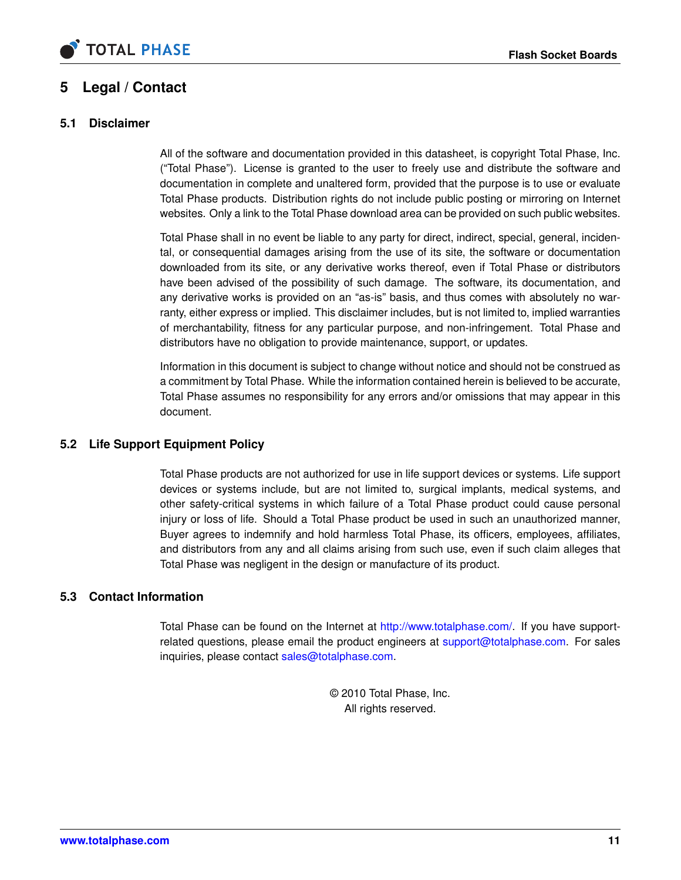# 5 Legal / Contact

## 5.1 Disclaimer

All of the software and documentation provided in this datasheet, is copyright Total Phase, Inc. ("Total Phase"). License is granted to the user to freely use and distribute the software and documentation in complete and unaltered form, provided that the purpose is to use or evaluate Total Phase products. Distribution rights do not include public posting or mirroring on Internet websites. Only a link to the Total Phase download area can be provided on such public websites.

Total Phase shall in no event be liable to any party for direct, indirect, special, general, incidental, or consequential damages arising from the use of its site, the software or documentation downloaded from its site, or any derivative works thereof, even if Total Phase or distributors have been advised of the possibility of such damage. The software, its documentation, and any derivative works is provided on an "as-is" basis, and thus comes with absolutely no warranty, either express or implied. This disclaimer includes, but is not limited to, implied warranties of merchantability, fitness for any particular purpose, and non-infringement. Total Phase and distributors have no obligation to provide maintenance, support, or updates.

Information in this document is subject to change without notice and should not be construed as a commitment by Total Phase. While the information contained herein is believed to be accurate, Total Phase assumes no responsibility for any errors and/or omissions that may appear in this document.

## 5.2 Life Support Equipment Policy

Total Phase products are not authorized for use in life support devices or systems. Life support devices or systems include, but are not limited to, surgical implants, medical systems, and other safety-critical systems in which failure of a Total Phase product could cause personal injury or loss of life. Should a Total Phase product be used in such an unauthorized manner, Buyer agrees to indemnify and hold harmless Total Phase, its officers, employees, affiliates, and distributors from any and all claims arising from such use, even if such claim alleges that Total Phase was negligent in the design or manufacture of its product.

## 5.3 Contact Information

Total Phase can be found on the Internet at http://www.totalphase.com/. If you have support-related questions, please email the product engineers at support@totalphase.com. For sales inquiries, please contact sales@totalphase.com.

© 2010 Total Phase, Inc.
All rights reserved.